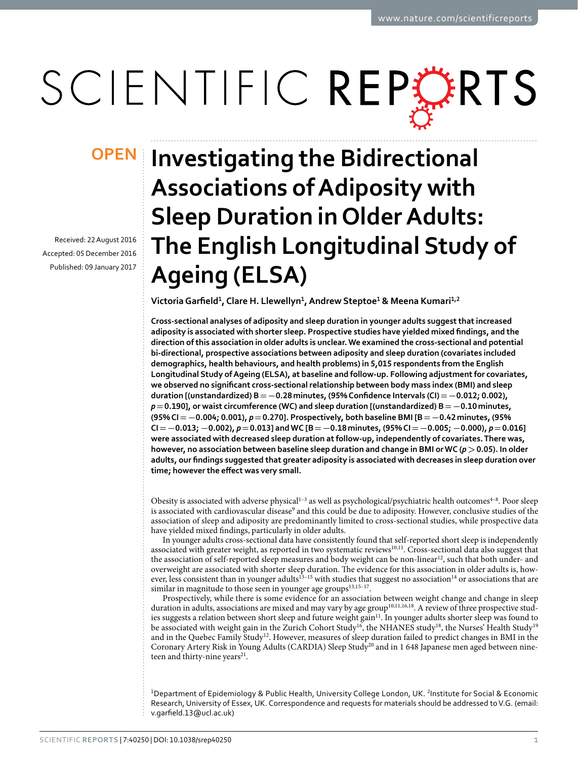**OPEN**

# Investigating the Bidirectional Associations of Adiposity with Sleep Duration in Older Adults: The English Longitudinal Study of Ageing (ELSA)

Received: 22 August 2016

Accepted: 05 December 2016

Published: 09 January 2017

**Victoria Garfield[1], Clare H. Llewellyn[1], Andrew Steptoe[1] & Meena Kumari[1,2]**

**Cross-sectional analyses of adiposity and sleep duration in younger adults suggest that increased adiposity is associated with shorter sleep. Prospective studies have yielded mixed findings, and the direction of this association in older adults is unclear. We examined the cross-sectional and potential bi-directional, prospective associations between adiposity and sleep duration (covariates included demographics, health behaviours, and health problems) in 5,015 respondents from the English Longitudinal Study of Ageing (ELSA), at baseline and follow-up. Following adjustment for covariates, we observed no significant cross-sectional relationship between body mass index (BMI) and sleep duration [(unstandardized) B = −0.28 minutes, (95% Confidence Intervals (CI) = −0.012; 0.002), *p* = 0.190], or waist circumference (WC) and sleep duration [(unstandardized) B = −0.10 minutes, (95% CI = −0.004; 0.001), *p* = 0.270]. Prospectively, both baseline BMI [B = −0.42 minutes, (95% CI = −0.013; −0.002), *p* = 0.013] and WC [B = −0.18 minutes, (95% CI = −0.005; −0.000), *p* = 0.016] were associated with decreased sleep duration at follow-up, independently of covariates. There was, however, no association between baseline sleep duration and change in BMI or WC (*p* > 0.05). In older adults, our findings suggested that greater adiposity is associated with decreases in sleep duration over time; however the effect was very small.**

Obesity is associated with adverse physical[1–3] as well as psychological/psychiatric health outcomes[4–8]. Poor sleep is associated with cardiovascular disease[9] and this could be due to adiposity. However, conclusive studies of the association of sleep and adiposity are predominantly limited to cross-sectional studies, while prospective data have yielded mixed findings, particularly in older adults.

In younger adults cross-sectional data have consistently found that self-reported short sleep is independently associated with greater weight, as reported in two systematic reviews[10,11]. Cross-sectional data also suggest that the association of self-reported sleep measures and body weight can be non-linear[12], such that both under- and overweight are associated with shorter sleep duration. The evidence for this association in older adults is, however, less consistent than in younger adults[13–15] with studies that suggest no association[14] or associations that are similar in magnitude to those seen in younger age groups[13,15–17].

Prospectively, while there is some evidence for an association between weight change and change in sleep duration in adults, associations are mixed and may vary by age group[10,11,16,18]. A review of three prospective studies suggests a relation between short sleep and future weight gain[11]. In younger adults shorter sleep was found to be associated with weight gain in the Zurich Cohort Study[16], the NHANES study[18], the Nurses' Health Study[19] and in the Quebec Family Study[12]. However, measures of sleep duration failed to predict changes in BMI in the Coronary Artery Risk in Young Adults (CARDIA) Sleep Study[20] and in 1 648 Japanese men aged between nineteen and thirty-nine years[21].

[1]Department of Epidemiology & Public Health, University College London, UK. [2]Institute for Social & Economic Research, University of Essex, UK. Correspondence and requests for materials should be addressed to V.G. (email: v.garfield.13@ucl.ac.uk)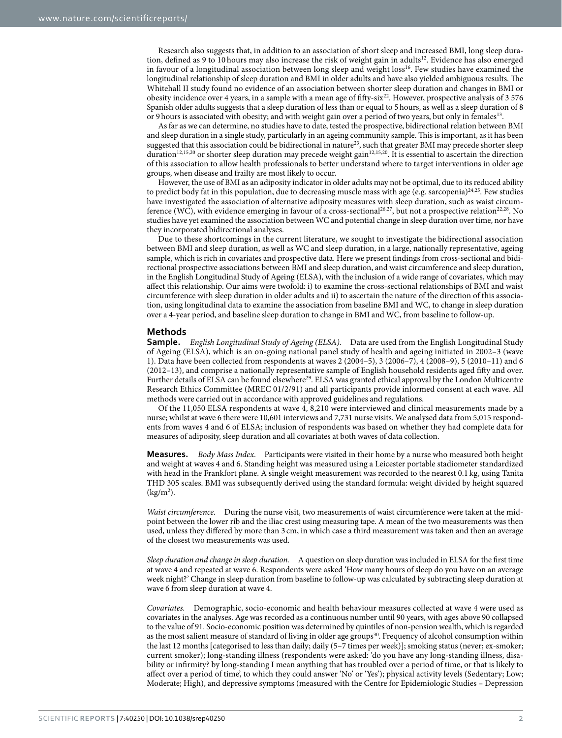Research also suggests that, in addition to an association of short sleep and increased BMI, long sleep duration, defined as 9 to 10 hours may also increase the risk of weight gain in adults[12]. Evidence has also emerged in favour of a longitudinal association between long sleep and weight loss[16]. Few studies have examined the longitudinal relationship of sleep duration and BMI in older adults and have also yielded ambiguous results. The Whitehall II study found no evidence of an association between shorter sleep duration and changes in BMI or obesity incidence over 4 years, in a sample with a mean age of fifty-six[22]. However, prospective analysis of 3 576 Spanish older adults suggests that a sleep duration of less than or equal to 5 hours, as well as a sleep duration of 8 or 9 hours is associated with obesity; and with weight gain over a period of two years, but only in females[13].

As far as we can determine, no studies have to date, tested the prospective, bidirectional relation between BMI and sleep duration in a single study, particularly in an ageing community sample. This is important, as it has been suggested that this association could be bidirectional in nature[23], such that greater BMI may precede shorter sleep duration[12,15,20] or shorter sleep duration may precede weight gain[12,15,20]. It is essential to ascertain the direction of this association to allow health professionals to better understand where to target interventions in older age groups, when disease and frailty are most likely to occur.

However, the use of BMI as an adiposity indicator in older adults may not be optimal, due to its reduced ability to predict body fat in this population, due to decreasing muscle mass with age (e.g. sarcopenia)[24,25]. Few studies have investigated the association of alternative adiposity measures with sleep duration, such as waist circumference (WC), with evidence emerging in favour of a cross-sectional[26,27], but not a prospective relation[22,28]. No studies have yet examined the association between WC and potential change in sleep duration over time, nor have they incorporated bidirectional analyses.

Due to these shortcomings in the current literature, we sought to investigate the bidirectional association between BMI and sleep duration, as well as WC and sleep duration, in a large, nationally representative, ageing sample, which is rich in covariates and prospective data. Here we present findings from cross-sectional and bidirectional prospective associations between BMI and sleep duration, and waist circumference and sleep duration, in the English Longitudinal Study of Ageing (ELSA), with the inclusion of a wide range of covariates, which may affect this relationship. Our aims were twofold: i) to examine the cross-sectional relationships of BMI and waist circumference with sleep duration in older adults and ii) to ascertain the nature of the direction of this association, using longitudinal data to examine the association from baseline BMI and WC, to change in sleep duration over a 4-year period, and baseline sleep duration to change in BMI and WC, from baseline to follow-up.

## Methods

**Sample.** *English Longitudinal Study of Ageing (ELSA).* Data are used from the English Longitudinal Study of Ageing (ELSA), which is an on-going national panel study of health and ageing initiated in 2002–3 (wave 1). Data have been collected from respondents at waves 2 (2004–5), 3 (2006–7), 4 (2008–9), 5 (2010–11) and 6 (2012–13), and comprise a nationally representative sample of English household residents aged fifty and over. Further details of ELSA can be found elsewhere[29]. ELSA was granted ethical approval by the London Multicentre Research Ethics Committee (MREC 01/2/91) and all participants provide informed consent at each wave. All methods were carried out in accordance with approved guidelines and regulations.

Of the 11,050 ELSA respondents at wave 4, 8,210 were interviewed and clinical measurements made by a nurse; whilst at wave 6 there were 10,601 interviews and 7,731 nurse visits. We analysed data from 5,015 respondents from waves 4 and 6 of ELSA; inclusion of respondents was based on whether they had complete data for measures of adiposity, sleep duration and all covariates at both waves of data collection.

**Measures.** *Body Mass Index.* Participants were visited in their home by a nurse who measured both height and weight at waves 4 and 6. Standing height was measured using a Leicester portable stadiometer standardized with head in the Frankfort plane. A single weight measurement was recorded to the nearest 0.1 kg, using Tanita THD 305 scales. BMI was subsequently derived using the standard formula: weight divided by height squared ($kg/m^2$).

*Waist circumference.* During the nurse visit, two measurements of waist circumference were taken at the mid-point between the lower rib and the iliac crest using measuring tape. A mean of the two measurements was then used, unless they differed by more than 3 cm, in which case a third measurement was taken and then an average of the closest two measurements was used.

*Sleep duration and change in sleep duration.* A question on sleep duration was included in ELSA for the first time at wave 4 and repeated at wave 6. Respondents were asked 'How many hours of sleep do you have on an average week night?' Change in sleep duration from baseline to follow-up was calculated by subtracting sleep duration at wave 6 from sleep duration at wave 4.

*Covariates.* Demographic, socio-economic and health behaviour measures collected at wave 4 were used as covariates in the analyses. Age was recorded as a continuous number until 90 years, with ages above 90 collapsed to the value of 91. Socio-economic position was determined by quintiles of non-pension wealth, which is regarded as the most salient measure of standard of living in older age groups[30]. Frequency of alcohol consumption within the last 12 months [categorised to less than daily; daily (5–7 times per week)]; smoking status (never; ex-smoker; current smoker); long-standing illness (respondents were asked: 'do you have any long-standing illness, disability or infirmity? by long-standing I mean anything that has troubled over a period of time, or that is likely to affect over a period of time', to which they could answer 'No' or 'Yes'); physical activity levels (Sedentary; Low; Moderate; High), and depressive symptoms (measured with the Centre for Epidemiologic Studies – Depression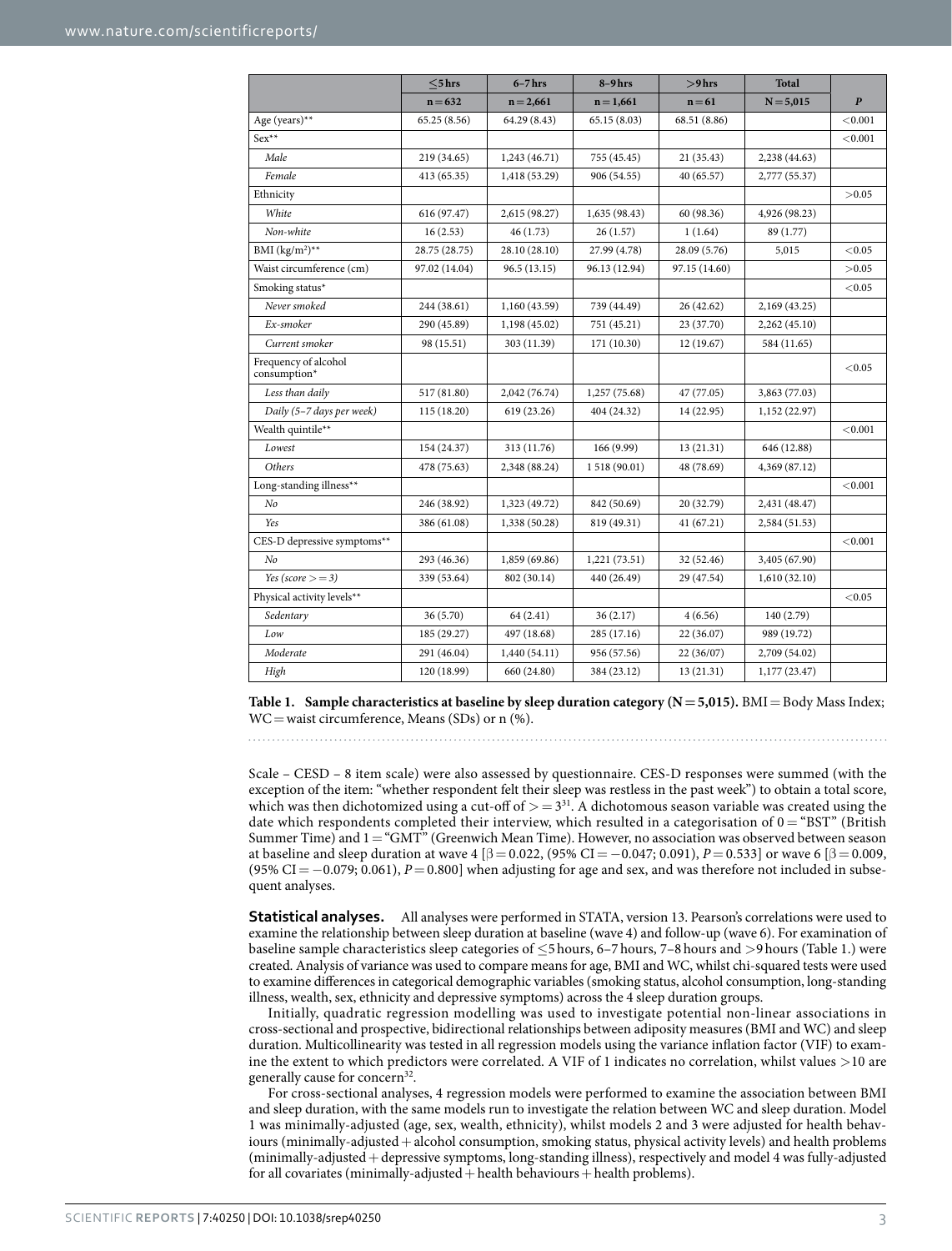| | ≤5 hrs | 6–7 hrs | 8–9 hrs | >9 hrs | Total | *P* |
|---|---|---|---|---|---|---|
| | n = 632 | n = 2,661 | n = 1,661 | n = 61 | N = 5,015 | |
| Age (years)** | 65.25 (8.56) | 64.29 (8.43) | 65.15 (8.03) | 68.51 (8.86) | | <0.001 |
| Sex** | | | | | | <0.001 |
| *Male* | 219 (34.65) | 1,243 (46.71) | 755 (45.45) | 21 (35.43) | 2,238 (44.63) | |
| *Female* | 413 (65.35) | 1,418 (53.29) | 906 (54.55) | 40 (65.57) | 2,777 (55.37) | |
| Ethnicity | | | | | | >0.05 |
| *White* | 616 (97.47) | 2,615 (98.27) | 1,635 (98.43) | 60 (98.36) | 4,926 (98.23) | |
| *Non-white* | 16 (2.53) | 46 (1.73) | 26 (1.57) | 1 (1.64) | 89 (1.77) | |
| BMI (kg/m$^2$)** | 28.75 (28.75) | 28.10 (28.10) | 27.99 (4.78) | 28.09 (5.76) | 5,015 | <0.05 |
| Waist circumference (cm) | 97.02 (14.04) | 96.5 (13.15) | 96.13 (12.94) | 97.15 (14.60) | | >0.05 |
| Smoking status* | | | | | | <0.05 |
| *Never smoked* | 244 (38.61) | 1,160 (43.59) | 739 (44.49) | 26 (42.62) | 2,169 (43.25) | |
| *Ex-smoker* | 290 (45.89) | 1,198 (45.02) | 751 (45.21) | 23 (37.70) | 2,262 (45.10) | |
| *Current smoker* | 98 (15.51) | 303 (11.39) | 171 (10.30) | 12 (19.67) | 584 (11.65) | |
| Frequency of alcohol consumption* | | | | | | <0.05 |
| *Less than daily* | 517 (81.80) | 2,042 (76.74) | 1,257 (75.68) | 47 (77.05) | 3,863 (77.03) | |
| *Daily (5–7 days per week)* | 115 (18.20) | 619 (23.26) | 404 (24.32) | 14 (22.95) | 1,152 (22.97) | |
| Wealth quintile** | | | | | | <0.001 |
| *Lowest* | 154 (24.37) | 313 (11.76) | 166 (9.99) | 13 (21.31) | 646 (12.88) | |
| *Others* | 478 (75.63) | 2,348 (88.24) | 1 518 (90.01) | 48 (78.69) | 4,369 (87.12) | |
| Long-standing illness** | | | | | | <0.001 |
| *No* | 246 (38.92) | 1,323 (49.72) | 842 (50.69) | 20 (32.79) | 2,431 (48.47) | |
| *Yes* | 386 (61.08) | 1,338 (50.28) | 819 (49.31) | 41 (67.21) | 2,584 (51.53) | |
| CES-D depressive symptoms** | | | | | | <0.001 |
| *No* | 293 (46.36) | 1,859 (69.86) | 1,221 (73.51) | 32 (52.46) | 3,405 (67.90) | |
| *Yes (score >= 3)* | 339 (53.64) | 802 (30.14) | 440 (26.49) | 29 (47.54) | 1,610 (32.10) | |
| Physical activity levels** | | | | | | <0.05 |
| *Sedentary* | 36 (5.70) | 64 (2.41) | 36 (2.17) | 4 (6.56) | 140 (2.79) | |
| *Low* | 185 (29.27) | 497 (18.68) | 285 (17.16) | 22 (36.07) | 989 (19.72) | |
| *Moderate* | 291 (46.04) | 1,440 (54.11) | 956 (57.56) | 22 (36/07) | 2,709 (54.02) | |
| *High* | 120 (18.99) | 660 (24.80) | 384 (23.12) | 13 (21.31) | 1,177 (23.47) | |

**Table 1. Sample characteristics at baseline by sleep duration category (N = 5,015).** BMI = Body Mass Index; WC = waist circumference, Means (SDs) or n (%).

Scale – CESD – 8 item scale) were also assessed by questionnaire. CES-D responses were summed (with the exception of the item: "whether respondent felt their sleep was restless in the past week") to obtain a total score, which was then dichotomized using a cut-off of >= 3[31]. A dichotomous season variable was created using the date which respondents completed their interview, which resulted in a categorisation of 0 = "BST" (British Summer Time) and 1 = "GMT" (Greenwich Mean Time). However, no association was observed between season at baseline and sleep duration at wave 4 [$\beta = 0.022$, (95% CI = −0.047; 0.091), $P = 0.533$] or wave 6 [$\beta = 0.009$, (95% CI = −0.079; 0.061), $P = 0.800$] when adjusting for age and sex, and was therefore not included in subsequent analyses.

**Statistical analyses.** All analyses were performed in STATA, version 13. Pearson's correlations were used to examine the relationship between sleep duration at baseline (wave 4) and follow-up (wave 6). For examination of baseline sample characteristics sleep categories of ≤5 hours, 6–7 hours, 7–8 hours and >9 hours (Table 1.) were created. Analysis of variance was used to compare means for age, BMI and WC, whilst chi-squared tests were used to examine differences in categorical demographic variables (smoking status, alcohol consumption, long-standing illness, wealth, sex, ethnicity and depressive symptoms) across the 4 sleep duration groups.

Initially, quadratic regression modelling was used to investigate potential non-linear associations in cross-sectional and prospective, bidirectional relationships between adiposity measures (BMI and WC) and sleep duration. Multicollinearity was tested in all regression models using the variance inflation factor (VIF) to examine the extent to which predictors were correlated. A VIF of 1 indicates no correlation, whilst values >10 are generally cause for concern[32].

For cross-sectional analyses, 4 regression models were performed to examine the association between BMI and sleep duration, with the same models run to investigate the relation between WC and sleep duration. Model 1 was minimally-adjusted (age, sex, wealth, ethnicity), whilst models 2 and 3 were adjusted for health behaviours (minimally-adjusted + alcohol consumption, smoking status, physical activity levels) and health problems (minimally-adjusted + depressive symptoms, long-standing illness), respectively and model 4 was fully-adjusted for all covariates (minimally-adjusted + health behaviours + health problems).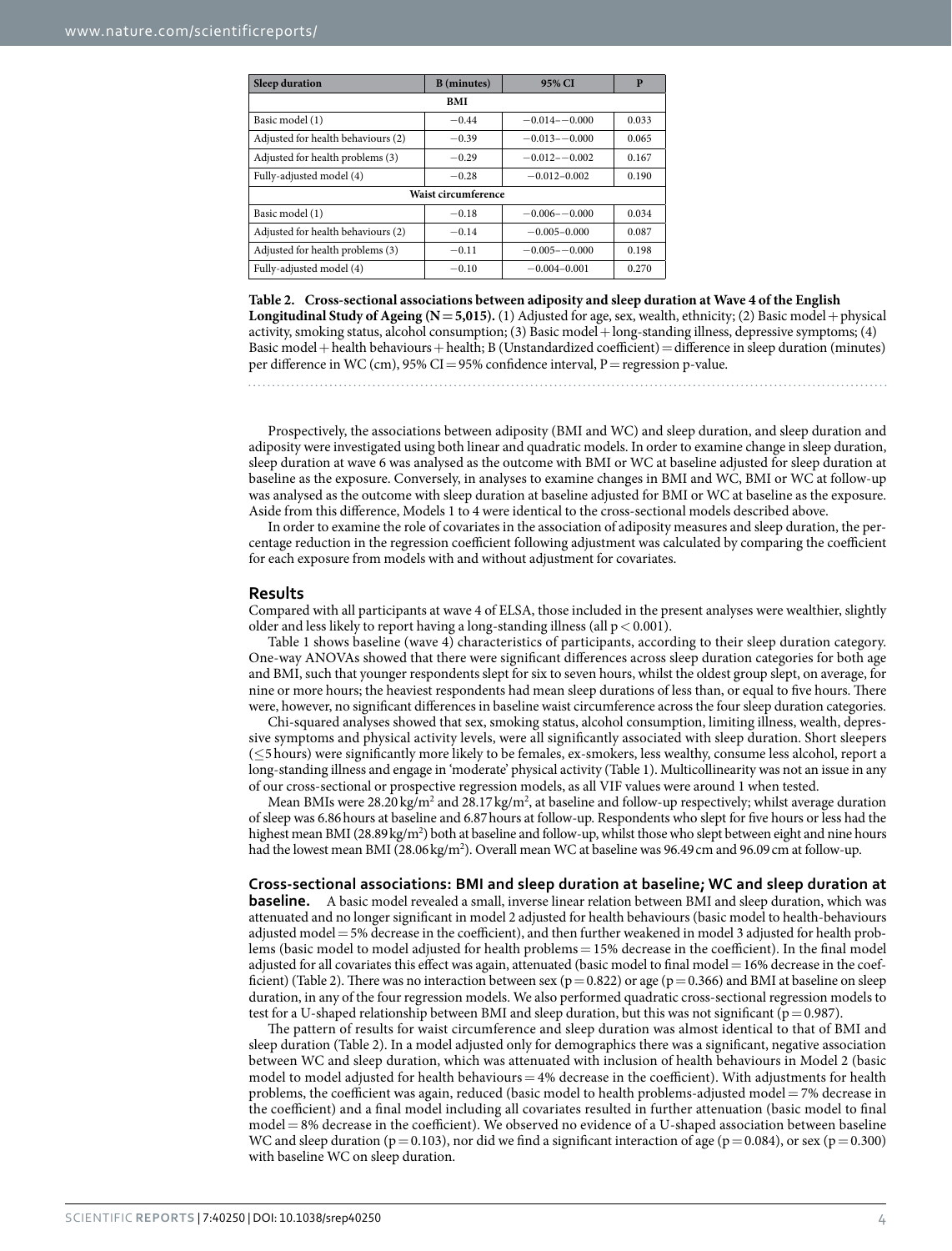| Sleep duration | B (minutes) | 95% CI | P |
|---|---|---|---|
| **BMI** | | | |
| Basic model (1) | −0.44 | −0.014–−0.000 | 0.033 |
| Adjusted for health behaviours (2) | −0.39 | −0.013–−0.000 | 0.065 |
| Adjusted for health problems (3) | −0.29 | −0.012–−0.002 | 0.167 |
| Fully-adjusted model (4) | −0.28 | −0.012–0.002 | 0.190 |
| **Waist circumference** | | | |
| Basic model (1) | −0.18 | −0.006–−0.000 | 0.034 |
| Adjusted for health behaviours (2) | −0.14 | −0.005–0.000 | 0.087 |
| Adjusted for health problems (3) | −0.11 | −0.005–−0.000 | 0.198 |
| Fully-adjusted model (4) | −0.10 | −0.004–0.001 | 0.270 |

**Table 2. Cross-sectional associations between adiposity and sleep duration at Wave 4 of the English Longitudinal Study of Ageing (N = 5,015).** (1) Adjusted for age, sex, wealth, ethnicity; (2) Basic model + physical activity, smoking status, alcohol consumption; (3) Basic model + long-standing illness, depressive symptoms; (4) Basic model + health behaviours + health; B (Unstandardized coefficient) = difference in sleep duration (minutes) per difference in WC (cm), 95% CI = 95% confidence interval, P = regression p-value.

Prospectively, the associations between adiposity (BMI and WC) and sleep duration, and sleep duration and adiposity were investigated using both linear and quadratic models. In order to examine change in sleep duration, sleep duration at wave 6 was analysed as the outcome with BMI or WC at baseline adjusted for sleep duration at baseline as the exposure. Conversely, in analyses to examine changes in BMI and WC, BMI or WC at follow-up was analysed as the outcome with sleep duration at baseline adjusted for BMI or WC at baseline as the exposure. Aside from this difference, Models 1 to 4 were identical to the cross-sectional models described above.

In order to examine the role of covariates in the association of adiposity measures and sleep duration, the percentage reduction in the regression coefficient following adjustment was calculated by comparing the coefficient for each exposure from models with and without adjustment for covariates.

## Results

Compared with all participants at wave 4 of ELSA, those included in the present analyses were wealthier, slightly older and less likely to report having a long-standing illness (all $p < 0.001$).

Table 1 shows baseline (wave 4) characteristics of participants, according to their sleep duration category. One-way ANOVAs showed that there were significant differences across sleep duration categories for both age and BMI, such that younger respondents slept for six to seven hours, whilst the oldest group slept, on average, for nine or more hours; the heaviest respondents had mean sleep durations of less than, or equal to five hours. There were, however, no significant differences in baseline waist circumference across the four sleep duration categories.

Chi-squared analyses showed that sex, smoking status, alcohol consumption, limiting illness, wealth, depressive symptoms and physical activity levels, were all significantly associated with sleep duration. Short sleepers (≤5 hours) were significantly more likely to be females, ex-smokers, less wealthy, consume less alcohol, report a long-standing illness and engage in 'moderate' physical activity (Table 1). Multicollinearity was not an issue in any of our cross-sectional or prospective regression models, as all VIF values were around 1 when tested.

Mean BMIs were 28.20 kg/m$^2$ and 28.17 kg/m$^2$, at baseline and follow-up respectively; whilst average duration of sleep was 6.86 hours at baseline and 6.87 hours at follow-up. Respondents who slept for five hours or less had the highest mean BMI (28.89 kg/m$^2$) both at baseline and follow-up, whilst those who slept between eight and nine hours had the lowest mean BMI (28.06 kg/m$^2$). Overall mean WC at baseline was 96.49 cm and 96.09 cm at follow-up.

### Cross-sectional associations: BMI and sleep duration at baseline; WC and sleep duration at baseline.

A basic model revealed a small, inverse linear relation between BMI and sleep duration, which was attenuated and no longer significant in model 2 adjusted for health behaviours (basic model to health-behaviours adjusted model = 5% decrease in the coefficient), and then further weakened in model 3 adjusted for health problems (basic model to model adjusted for health problems = 15% decrease in the coefficient). In the final model adjusted for all covariates this effect was again, attenuated (basic model to final model = 16% decrease in the coefficient) (Table 2). There was no interaction between sex ($p = 0.822$) or age ($p = 0.366$) and BMI at baseline on sleep duration, in any of the four regression models. We also performed quadratic cross-sectional regression models to test for a U-shaped relationship between BMI and sleep duration, but this was not significant ($p = 0.987$).

The pattern of results for waist circumference and sleep duration was almost identical to that of BMI and sleep duration (Table 2). In a model adjusted only for demographics there was a significant, negative association between WC and sleep duration, which was attenuated with inclusion of health behaviours in Model 2 (basic model to model adjusted for health behaviours = 4% decrease in the coefficient). With adjustments for health problems, the coefficient was again, reduced (basic model to health problems-adjusted model = 7% decrease in the coefficient) and a final model including all covariates resulted in further attenuation (basic model to final model = 8% decrease in the coefficient). We observed no evidence of a U-shaped association between baseline WC and sleep duration ($p = 0.103$), nor did we find a significant interaction of age ($p = 0.084$), or sex ($p = 0.300$) with baseline WC on sleep duration.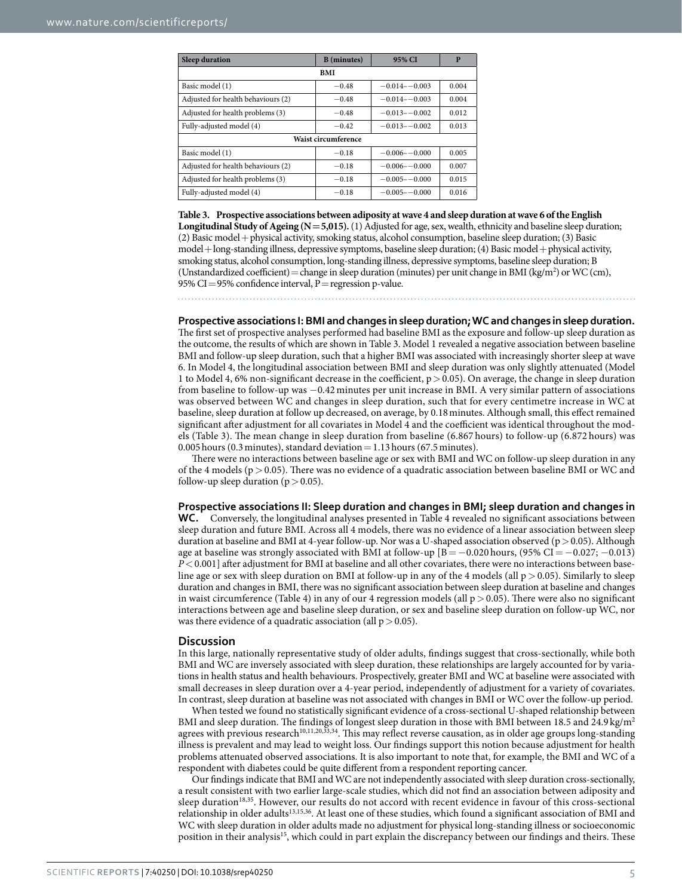| Sleep duration | B (minutes) | 95% CI | P |
|---|---|---|---|
| **BMI** | | | |
| Basic model (1) | −0.48 | −0.014–−0.003 | 0.004 |
| Adjusted for health behaviours (2) | −0.48 | −0.014–−0.003 | 0.004 |
| Adjusted for health problems (3) | −0.48 | −0.013–−0.002 | 0.012 |
| Fully-adjusted model (4) | −0.42 | −0.013–−0.002 | 0.013 |
| **Waist circumference** | | | |
| Basic model (1) | −0.18 | −0.006–−0.000 | 0.005 |
| Adjusted for health behaviours (2) | −0.18 | −0.006–−0.000 | 0.007 |
| Adjusted for health problems (3) | −0.18 | −0.005–−0.000 | 0.015 |
| Fully-adjusted model (4) | −0.18 | −0.005–−0.000 | 0.016 |

**Table 3. Prospective associations between adiposity at wave 4 and sleep duration at wave 6 of the English Longitudinal Study of Ageing (N = 5,015).** (1) Adjusted for age, sex, wealth, ethnicity and baseline sleep duration; (2) Basic model + physical activity, smoking status, alcohol consumption, baseline sleep duration; (3) Basic model + long-standing illness, depressive symptoms, baseline sleep duration; (4) Basic model + physical activity, smoking status, alcohol consumption, long-standing illness, depressive symptoms, baseline sleep duration; B (Unstandardized coefficient) = change in sleep duration (minutes) per unit change in BMI ($kg/m^2$) or WC (cm), 95% CI = 95% confidence interval, P = regression p-value.

**Prospective associations I: BMI and changes in sleep duration; WC and changes in sleep duration.** The first set of prospective analyses performed had baseline BMI as the exposure and follow-up sleep duration as the outcome, the results of which are shown in Table 3. Model 1 revealed a negative association between baseline BMI and follow-up sleep duration, such that a higher BMI was associated with increasingly shorter sleep at wave 6. In Model 4, the longitudinal association between BMI and sleep duration was only slightly attenuated (Model 1 to Model 4, 6% non-significant decrease in the coefficient, $p > 0.05$). On average, the change in sleep duration from baseline to follow-up was −0.42 minutes per unit increase in BMI. A very similar pattern of associations was observed between WC and changes in sleep duration, such that for every centimetre increase in WC at baseline, sleep duration at follow up decreased, on average, by 0.18 minutes. Although small, this effect remained significant after adjustment for all covariates in Model 4 and the coefficient was identical throughout the models (Table 3). The mean change in sleep duration from baseline (6.867 hours) to follow-up (6.872 hours) was 0.005 hours (0.3 minutes), standard deviation = 1.13 hours (67.5 minutes).

There were no interactions between baseline age or sex with BMI and WC on follow-up sleep duration in any of the 4 models ($p > 0.05$). There was no evidence of a quadratic association between baseline BMI or WC and follow-up sleep duration ($p > 0.05$).

**Prospective associations II: Sleep duration and changes in BMI; sleep duration and changes in WC.** Conversely, the longitudinal analyses presented in Table 4 revealed no significant associations between sleep duration and future BMI. Across all 4 models, there was no evidence of a linear association between sleep duration at baseline and BMI at 4-year follow-up. Nor was a U-shaped association observed ($p > 0.05$). Although age at baseline was strongly associated with BMI at follow-up [B = −0.020 hours, (95% CI = −0.027; −0.013) $P < 0.001$] after adjustment for BMI at baseline and all other covariates, there were no interactions between baseline age or sex with sleep duration on BMI at follow-up in any of the 4 models (all $p > 0.05$). Similarly to sleep duration and changes in BMI, there was no significant association between sleep duration at baseline and changes in waist circumference (Table 4) in any of our 4 regression models (all $p > 0.05$). There were also no significant interactions between age and baseline sleep duration, or sex and baseline sleep duration on follow-up WC, nor was there evidence of a quadratic association (all $p > 0.05$).

## Discussion

In this large, nationally representative study of older adults, findings suggest that cross-sectionally, while both BMI and WC are inversely associated with sleep duration, these relationships are largely accounted for by variations in health status and health behaviours. Prospectively, greater BMI and WC at baseline were associated with small decreases in sleep duration over a 4-year period, independently of adjustment for a variety of covariates. In contrast, sleep duration at baseline was not associated with changes in BMI or WC over the follow-up period.

When tested we found no statistically significant evidence of a cross-sectional U-shaped relationship between BMI and sleep duration. The findings of longest sleep duration in those with BMI between 18.5 and 24.9 $kg/m^2$ agrees with previous research[10,11,20,33,34]. This may reflect reverse causation, as in older age groups long-standing illness is prevalent and may lead to weight loss. Our findings support this notion because adjustment for health problems attenuated observed associations. It is also important to note that, for example, the BMI and WC of a respondent with diabetes could be quite different from a respondent reporting cancer.

Our findings indicate that BMI and WC are not independently associated with sleep duration cross-sectionally, a result consistent with two earlier large-scale studies, which did not find an association between adiposity and sleep duration[18,35]. However, our results do not accord with recent evidence in favour of this cross-sectional relationship in older adults[13,15,36]. At least one of these studies, which found a significant association of BMI and WC with sleep duration in older adults made no adjustment for physical long-standing illness or socioeconomic position in their analysis[15], which could in part explain the discrepancy between our findings and theirs. These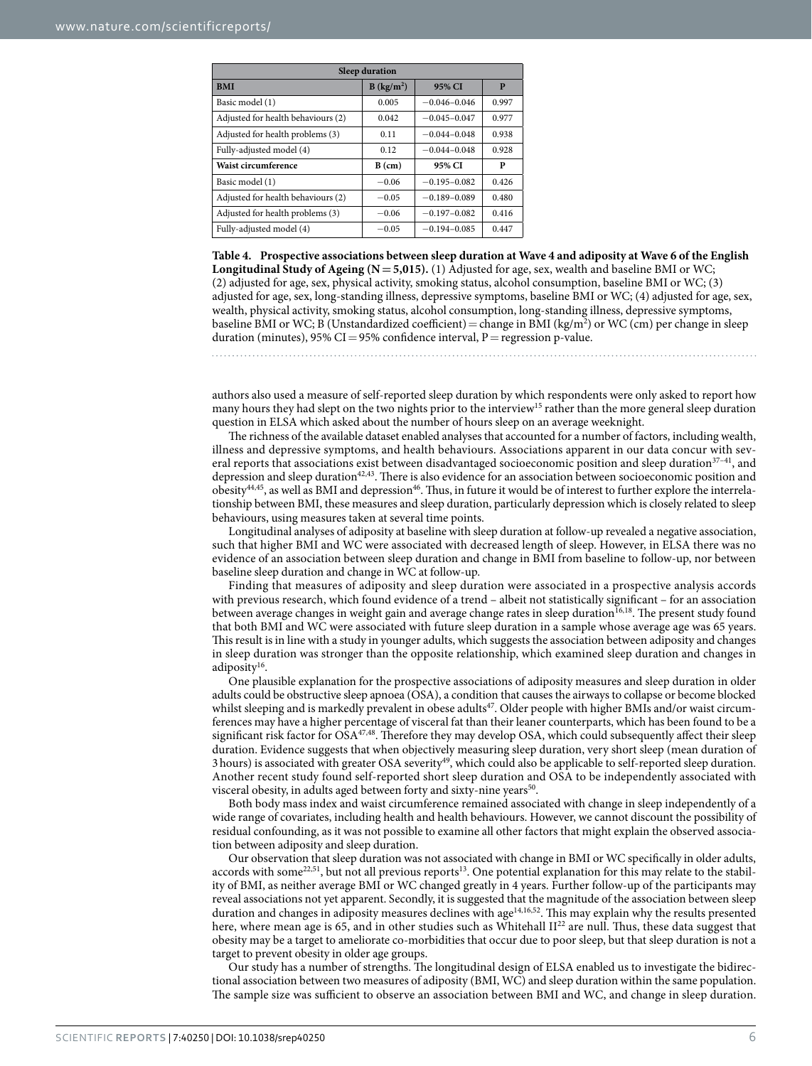| Sleep duration | | | |
|---|---|---|---|
| **BMI** | **B (kg/m²)** | **95% CI** | **P** |
| Basic model (1) | 0.005 | −0.046–0.046 | 0.997 |
| Adjusted for health behaviours (2) | 0.042 | −0.045–0.047 | 0.977 |
| Adjusted for health problems (3) | 0.11 | −0.044–0.048 | 0.938 |
| Fully-adjusted model (4) | 0.12 | −0.044–0.048 | 0.928 |
| **Waist circumference** | **B (cm)** | **95% CI** | **P** |
| Basic model (1) | −0.06 | −0.195–0.082 | 0.426 |
| Adjusted for health behaviours (2) | −0.05 | −0.189–0.089 | 0.480 |
| Adjusted for health problems (3) | −0.06 | −0.197–0.082 | 0.416 |
| Fully-adjusted model (4) | −0.05 | −0.194–0.085 | 0.447 |

**Table 4. Prospective associations between sleep duration at Wave 4 and adiposity at Wave 6 of the English Longitudinal Study of Ageing (N = 5,015).** (1) Adjusted for age, sex, wealth and baseline BMI or WC; (2) adjusted for age, sex, physical activity, smoking status, alcohol consumption, baseline BMI or WC; (3) adjusted for age, sex, long-standing illness, depressive symptoms, baseline BMI or WC; (4) adjusted for age, sex, wealth, physical activity, smoking status, alcohol consumption, long-standing illness, depressive symptoms, baseline BMI or WC; B (Unstandardized coefficient) = change in BMI (kg/m²) or WC (cm) per change in sleep duration (minutes), 95% CI = 95% confidence interval, P = regression p-value.

authors also used a measure of self-reported sleep duration by which respondents were only asked to report how many hours they had slept on the two nights prior to the interview[15] rather than the more general sleep duration question in ELSA which asked about the number of hours sleep on an average weeknight.

The richness of the available dataset enabled analyses that accounted for a number of factors, including wealth, illness and depressive symptoms, and health behaviours. Associations apparent in our data concur with several reports that associations exist between disadvantaged socioeconomic position and sleep duration[37–41], and depression and sleep duration[42,43]. There is also evidence for an association between socioeconomic position and obesity[44,45], as well as BMI and depression[46]. Thus, in future it would be of interest to further explore the interrelationship between BMI, these measures and sleep duration, particularly depression which is closely related to sleep behaviours, using measures taken at several time points.

Longitudinal analyses of adiposity at baseline with sleep duration at follow-up revealed a negative association, such that higher BMI and WC were associated with decreased length of sleep. However, in ELSA there was no evidence of an association between sleep duration and change in BMI from baseline to follow-up, nor between baseline sleep duration and change in WC at follow-up.

Finding that measures of adiposity and sleep duration were associated in a prospective analysis accords with previous research, which found evidence of a trend – albeit not statistically significant – for an association between average changes in weight gain and average change rates in sleep duration[16,18]. The present study found that both BMI and WC were associated with future sleep duration in a sample whose average age was 65 years. This result is in line with a study in younger adults, which suggests the association between adiposity and changes in sleep duration was stronger than the opposite relationship, which examined sleep duration and changes in adiposity[16].

One plausible explanation for the prospective associations of adiposity measures and sleep duration in older adults could be obstructive sleep apnoea (OSA), a condition that causes the airways to collapse or become blocked whilst sleeping and is markedly prevalent in obese adults[47]. Older people with higher BMIs and/or waist circumferences may have a higher percentage of visceral fat than their leaner counterparts, which has been found to be a significant risk factor for OSA[47,48]. Therefore they may develop OSA, which could subsequently affect their sleep duration. Evidence suggests that when objectively measuring sleep duration, very short sleep (mean duration of 3 hours) is associated with greater OSA severity[49], which could also be applicable to self-reported sleep duration. Another recent study found self-reported short sleep duration and OSA to be independently associated with visceral obesity, in adults aged between forty and sixty-nine years[50].

Both body mass index and waist circumference remained associated with change in sleep independently of a wide range of covariates, including health and health behaviours. However, we cannot discount the possibility of residual confounding, as it was not possible to examine all other factors that might explain the observed association between adiposity and sleep duration.

Our observation that sleep duration was not associated with change in BMI or WC specifically in older adults, accords with some[22,51], but not all previous reports[13]. One potential explanation for this may relate to the stability of BMI, as neither average BMI or WC changed greatly in 4 years. Further follow-up of the participants may reveal associations not yet apparent. Secondly, it is suggested that the magnitude of the association between sleep duration and changes in adiposity measures declines with age[14,16,52]. This may explain why the results presented here, where mean age is 65, and in other studies such as Whitehall II[22] are null. Thus, these data suggest that obesity may be a target to ameliorate co-morbidities that occur due to poor sleep, but that sleep duration is not a target to prevent obesity in older age groups.

Our study has a number of strengths. The longitudinal design of ELSA enabled us to investigate the bidirectional association between two measures of adiposity (BMI, WC) and sleep duration within the same population. The sample size was sufficient to observe an association between BMI and WC, and change in sleep duration.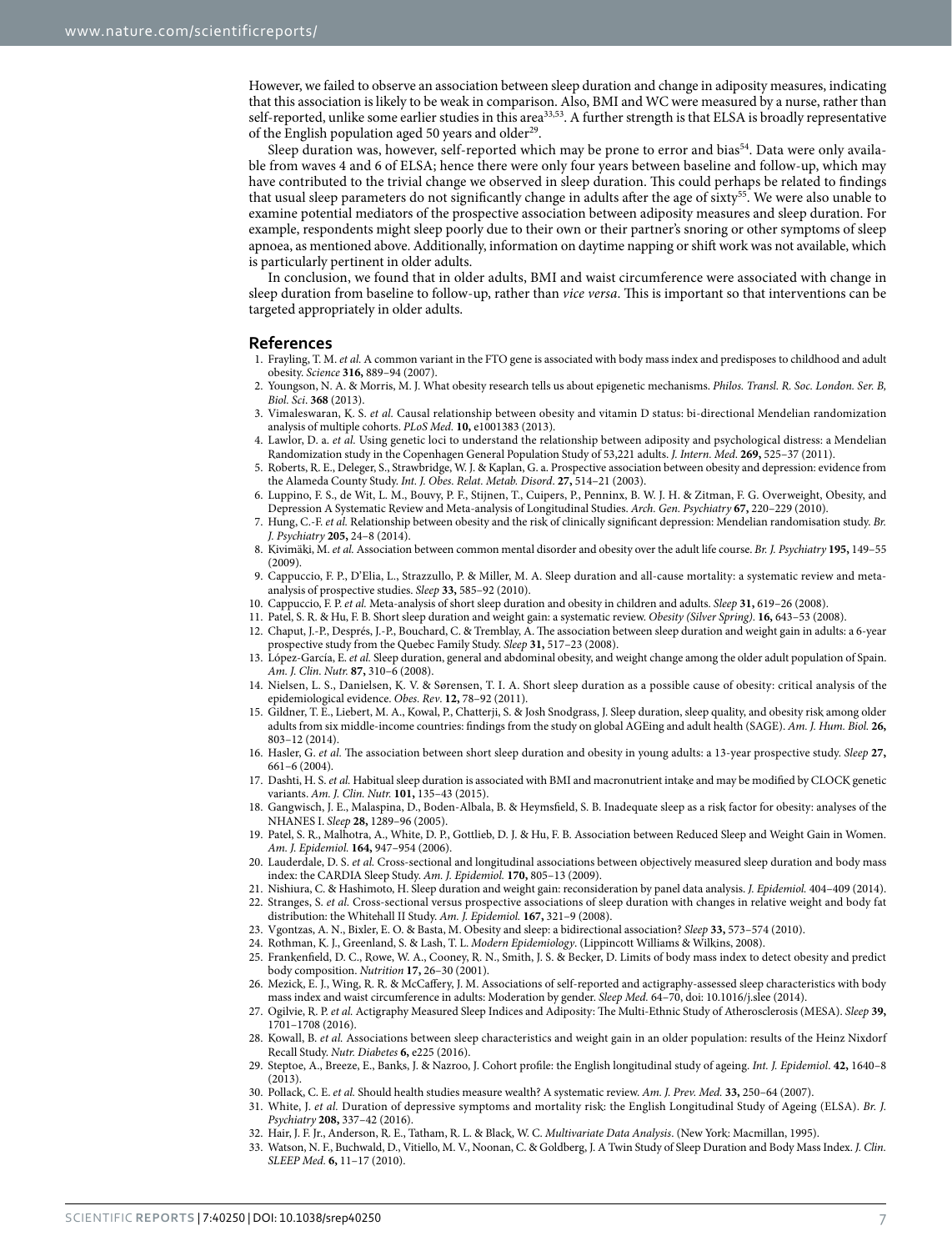However, we failed to observe an association between sleep duration and change in adiposity measures, indicating that this association is likely to be weak in comparison. Also, BMI and WC were measured by a nurse, rather than self-reported, unlike some earlier studies in this area[33,53]. A further strength is that ELSA is broadly representative of the English population aged 50 years and older[29].

Sleep duration was, however, self-reported which may be prone to error and bias[54]. Data were only available from waves 4 and 6 of ELSA; hence there were only four years between baseline and follow-up, which may have contributed to the trivial change we observed in sleep duration. This could perhaps be related to findings that usual sleep parameters do not significantly change in adults after the age of sixty[55]. We were also unable to examine potential mediators of the prospective association between adiposity measures and sleep duration. For example, respondents might sleep poorly due to their own or their partner's snoring or other symptoms of sleep apnoea, as mentioned above. Additionally, information on daytime napping or shift work was not available, which is particularly pertinent in older adults.

In conclusion, we found that in older adults, BMI and waist circumference were associated with change in sleep duration from baseline to follow-up, rather than *vice versa*. This is important so that interventions can be targeted appropriately in older adults.

## References

1. Frayling, T. M. *et al.* A common variant in the FTO gene is associated with body mass index and predisposes to childhood and adult obesity. *Science* **316,** 889–94 (2007).
2. Youngson, N. A. & Morris, M. J. What obesity research tells us about epigenetic mechanisms. *Philos. Transl. R. Soc. London. Ser. B, Biol. Sci*. **368** (2013).
3. Vimaleswaran, K. S. *et al.* Causal relationship between obesity and vitamin D status: bi-directional Mendelian randomization analysis of multiple cohorts. *PLoS Med.* **10,** e1001383 (2013).
4. Lawlor, D. a. *et al.* Using genetic loci to understand the relationship between adiposity and psychological distress: a Mendelian Randomization study in the Copenhagen General Population Study of 53,221 adults. *J. Intern. Med*. **269,** 525–37 (2011).
5. Roberts, R. E., Deleger, S., Strawbridge, W. J. & Kaplan, G. a. Prospective association between obesity and depression: evidence from the Alameda County Study. *Int. J. Obes. Relat. Metab. Disord*. **27,** 514–21 (2003).
6. Luppino, F. S., de Wit, L. M., Bouvy, P. F., Stijnen, T., Cuipers, P., Penninx, B. W. J. H. & Zitman, F. G. Overweight, Obesity, and Depression A Systematic Review and Meta-analysis of Longitudinal Studies. *Arch. Gen. Psychiatry* **67,** 220–229 (2010).
7. Hung, C.-F. *et al.* Relationship between obesity and the risk of clinically significant depression: Mendelian randomisation study. *Br. J. Psychiatry* **205,** 24–8 (2014).
8. Kivimäki, M. *et al.* Association between common mental disorder and obesity over the adult life course. *Br. J. Psychiatry* **195,** 149–55 (2009).
9. Cappuccio, F. P., D'Elia, L., Strazzullo, P. & Miller, M. A. Sleep duration and all-cause mortality: a systematic review and meta-analysis of prospective studies. *Sleep* **33,** 585–92 (2010).
10. Cappuccio, F. P. *et al.* Meta-analysis of short sleep duration and obesity in children and adults. *Sleep* **31,** 619–26 (2008).
11. Patel, S. R. & Hu, F. B. Short sleep duration and weight gain: a systematic review. *Obesity (Silver Spring)*. **16,** 643–53 (2008).
12. Chaput, J.-P., Després, J.-P., Bouchard, C. & Tremblay, A. The association between sleep duration and weight gain in adults: a 6-year prospective study from the Quebec Family Study. *Sleep* **31,** 517–23 (2008).
13. López-García, E. *et al.* Sleep duration, general and abdominal obesity, and weight change among the older adult population of Spain. *Am. J. Clin. Nutr.* **87,** 310–6 (2008).
14. Nielsen, L. S., Danielsen, K. V. & Sørensen, T. I. A. Short sleep duration as a possible cause of obesity: critical analysis of the epidemiological evidence. *Obes. Rev*. **12,** 78–92 (2011).
15. Gildner, T. E., Liebert, M. A., Kowal, P., Chatterji, S. & Josh Snodgrass, J. Sleep duration, sleep quality, and obesity risk among older adults from six middle-income countries: findings from the study on global AGEing and adult health (SAGE). *Am. J. Hum. Biol.* **26,** 803–12 (2014).
16. Hasler, G. *et al.* The association between short sleep duration and obesity in young adults: a 13-year prospective study. *Sleep* **27,** 661–6 (2004).
17. Dashti, H. S. *et al.* Habitual sleep duration is associated with BMI and macronutrient intake and may be modified by CLOCK genetic variants. *Am. J. Clin. Nutr.* **101,** 135–43 (2015).
18. Gangwisch, J. E., Malaspina, D., Boden-Albala, B. & Heymsfield, S. B. Inadequate sleep as a risk factor for obesity: analyses of the NHANES I. *Sleep* **28,** 1289–96 (2005).
19. Patel, S. R., Malhotra, A., White, D. P., Gottlieb, D. J. & Hu, F. B. Association between Reduced Sleep and Weight Gain in Women. *Am. J. Epidemiol.* **164,** 947–954 (2006).
20. Lauderdale, D. S. *et al.* Cross-sectional and longitudinal associations between objectively measured sleep duration and body mass index: the CARDIA Sleep Study. *Am. J. Epidemiol.* **170,** 805–13 (2009).
21. Nishiura, C. & Hashimoto, H. Sleep duration and weight gain: reconsideration by panel data analysis. *J. Epidemiol.* 404–409 (2014).
22. Stranges, S. *et al.* Cross-sectional versus prospective associations of sleep duration with changes in relative weight and body fat distribution: the Whitehall II Study. *Am. J. Epidemiol.* **167,** 321–9 (2008).
23. Vgontzas, A. N., Bixler, E. O. & Basta, M. Obesity and sleep: a bidirectional association? *Sleep* **33,** 573–574 (2010).
24. Rothman, K. J., Greenland, S. & Lash, T. L. *Modern Epidemiology*. (Lippincott Williams & Wilkins, 2008).
25. Frankenfield, D. C., Rowe, W. A., Cooney, R. N., Smith, J. S. & Becker, D. Limits of body mass index to detect obesity and predict body composition. *Nutrition* **17,** 26–30 (2001).
26. Mezick, E. J., Wing, R. R. & McCaffery, J. M. Associations of self-reported and actigraphy-assessed sleep characteristics with body mass index and waist circumference in adults: Moderation by gender. *Sleep Med.* 64–70, doi: 10.1016/j.slee (2014).
27. Ogilvie, R. P. *et al.* Actigraphy Measured Sleep Indices and Adiposity: The Multi-Ethnic Study of Atherosclerosis (MESA). *Sleep* **39,** 1701–1708 (2016).
28. Kowall, B. *et al.* Associations between sleep characteristics and weight gain in an older population: results of the Heinz Nixdorf Recall Study. *Nutr. Diabetes* **6,** e225 (2016).
29. Steptoe, A., Breeze, E., Banks, J. & Nazroo, J. Cohort profile: the English longitudinal study of ageing. *Int. J. Epidemiol*. **42,** 1640–8 (2013).
30. Pollack, C. E. *et al.* Should health studies measure wealth? A systematic review. *Am. J. Prev. Med.* **33,** 250–64 (2007).
31. White, J. *et al.* Duration of depressive symptoms and mortality risk: the English Longitudinal Study of Ageing (ELSA). *Br. J. Psychiatry* **208,** 337–42 (2016).
32. Hair, J. F. Jr., Anderson, R. E., Tatham, R. L. & Black, W. C. *Multivariate Data Analysis*. (New York: Macmillan, 1995).
33. Watson, N. F., Buchwald, D., Vitiello, M. V., Noonan, C. & Goldberg, J. A Twin Study of Sleep Duration and Body Mass Index. *J. Clin. SLEEP Med*. **6,** 11–17 (2010).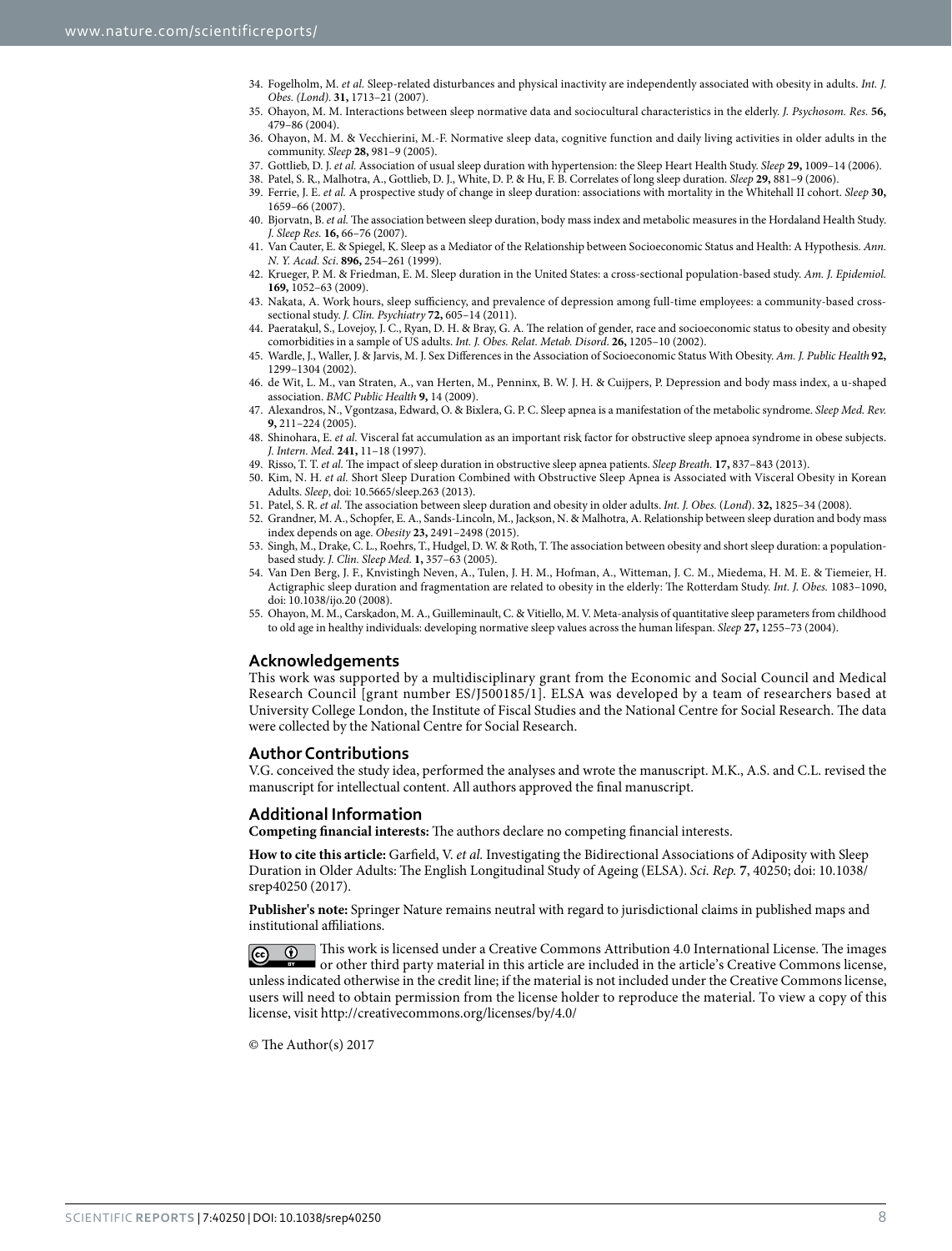34. Fogelholm, M. *et al.* Sleep-related disturbances and physical inactivity are independently associated with obesity in adults. *Int. J. Obes. (Lond).* **31,** 1713–21 (2007).
35. Ohayon, M. M. Interactions between sleep normative data and sociocultural characteristics in the elderly. *J. Psychosom. Res.* **56,** 479–86 (2004).
36. Ohayon, M. M. & Vecchierini, M.-F. Normative sleep data, cognitive function and daily living activities in older adults in the community. *Sleep* **28,** 981–9 (2005).
37. Gottlieb, D. J. *et al.* Association of usual sleep duration with hypertension: the Sleep Heart Health Study. *Sleep* **29,** 1009–14 (2006).
38. Patel, S. R., Malhotra, A., Gottlieb, D. J., White, D. P. & Hu, F. B. Correlates of long sleep duration. *Sleep* **29,** 881–9 (2006).
39. Ferrie, J. E. *et al.* A prospective study of change in sleep duration: associations with mortality in the Whitehall II cohort. *Sleep* **30,** 1659–66 (2007).
40. Bjorvatn, B. *et al.* The association between sleep duration, body mass index and metabolic measures in the Hordaland Health Study. *J. Sleep Res.* **16,** 66–76 (2007).
41. Van Cauter, E. & Spiegel, K. Sleep as a Mediator of the Relationship between Socioeconomic Status and Health: A Hypothesis. *Ann. N. Y. Acad. Sci*. **896,** 254–261 (1999).
42. Krueger, P. M. & Friedman, E. M. Sleep duration in the United States: a cross-sectional population-based study. *Am. J. Epidemiol.* **169,** 1052–63 (2009).
43. Nakata, A. Work hours, sleep sufficiency, and prevalence of depression among full-time employees: a community-based cross-sectional study. *J. Clin. Psychiatry* **72,** 605–14 (2011).
44. Paeratakul, S., Lovejoy, J. C., Ryan, D. H. & Bray, G. A. The relation of gender, race and socioeconomic status to obesity and obesity comorbidities in a sample of US adults. *Int. J. Obes. Relat. Metab. Disord*. **26,** 1205–10 (2002).
45. Wardle, J., Waller, J. & Jarvis, M. J. Sex Differences in the Association of Socioeconomic Status With Obesity. *Am. J. Public Health* **92,** 1299–1304 (2002).
46. de Wit, L. M., van Straten, A., van Herten, M., Penninx, B. W. J. H. & Cuijpers, P. Depression and body mass index, a u-shaped association. *BMC Public Health* **9,** 14 (2009).
47. Alexandros, N., Vgontzasa, Edward, O. & Bixlera, G. P. C. Sleep apnea is a manifestation of the metabolic syndrome. *Sleep Med. Rev.* **9,** 211–224 (2005).
48. Shinohara, E. *et al.* Visceral fat accumulation as an important risk factor for obstructive sleep apnoea syndrome in obese subjects. *J. Intern. Med.* **241,** 11–18 (1997).
49. Risso, T. T. *et al.* The impact of sleep duration in obstructive sleep apnea patients. *Sleep Breath.* **17,** 837–843 (2013).
50. Kim, N. H. *et al.* Short Sleep Duration Combined with Obstructive Sleep Apnea is Associated with Visceral Obesity in Korean Adults. *Sleep*, doi: 10.5665/sleep.263 (2013).
51. Patel, S. R. *et al.* The association between sleep duration and obesity in older adults. *Int. J. Obes.* (*Lond*). **32,** 1825–34 (2008).
52. Grandner, M. A., Schopfer, E. A., Sands-Lincoln, M., Jackson, N. & Malhotra, A. Relationship between sleep duration and body mass index depends on age. *Obesity* **23,** 2491–2498 (2015).
53. Singh, M., Drake, C. L., Roehrs, T., Hudgel, D. W. & Roth, T. The association between obesity and short sleep duration: a population-based study. *J. Clin. Sleep Med.* **1,** 357–63 (2005).
54. Van Den Berg, J. F., Knvistingh Neven, A., Tulen, J. H. M., Hofman, A., Witteman, J. C. M., Miedema, H. M. E. & Tiemeier, H. Actigraphic sleep duration and fragmentation are related to obesity in the elderly: The Rotterdam Study. *Int. J. Obes.* 1083–1090, doi: 10.1038/ijo.20 (2008).
55. Ohayon, M. M., Carskadon, M. A., Guilleminault, C. & Vitiello, M. V. Meta-analysis of quantitative sleep parameters from childhood to old age in healthy individuals: developing normative sleep values across the human lifespan. *Sleep* **27,** 1255–73 (2004).

## Acknowledgements

This work was supported by a multidisciplinary grant from the Economic and Social Council and Medical Research Council [grant number ES/J500185/1]. ELSA was developed by a team of researchers based at University College London, the Institute of Fiscal Studies and the National Centre for Social Research. The data were collected by the National Centre for Social Research.

## Author Contributions

V.G. conceived the study idea, performed the analyses and wrote the manuscript. M.K., A.S. and C.L. revised the manuscript for intellectual content. All authors approved the final manuscript.

## Additional Information

**Competing financial interests:** The authors declare no competing financial interests.

**How to cite this article:** Garfield, V. *et al.* Investigating the Bidirectional Associations of Adiposity with Sleep Duration in Older Adults: The English Longitudinal Study of Ageing (ELSA). *Sci. Rep.* **7**, 40250; doi: 10.1038/srep40250 (2017).

**Publisher's note:** Springer Nature remains neutral with regard to jurisdictional claims in published maps and institutional affiliations.

This work is licensed under a Creative Commons Attribution 4.0 International License. The images or other third party material in this article are included in the article's Creative Commons license, unless indicated otherwise in the credit line; if the material is not included under the Creative Commons license, users will need to obtain permission from the license holder to reproduce the material. To view a copy of this license, visit http://creativecommons.org/licenses/by/4.0/

© The Author(s) 2017